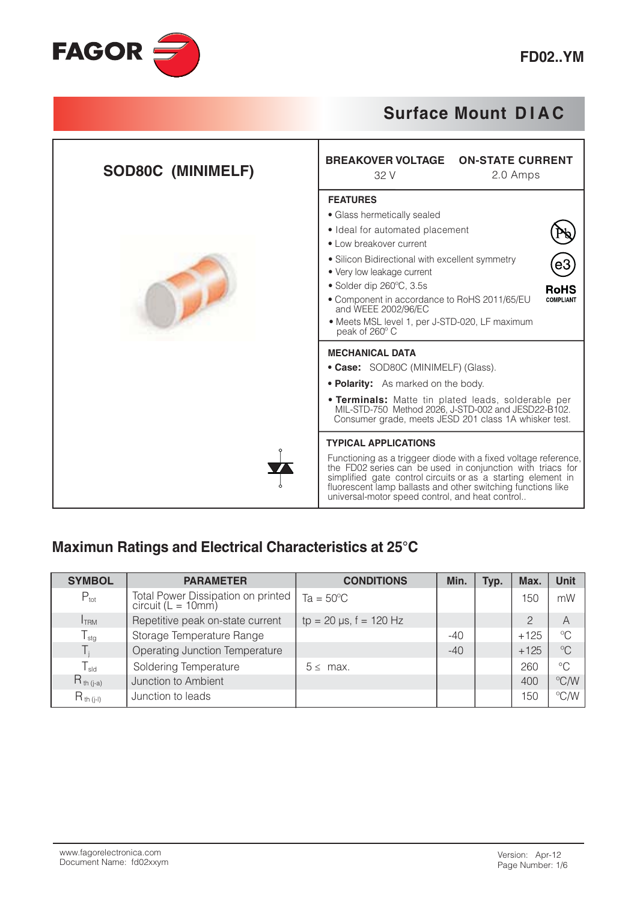# FAGOR

**FD02..YM**

## Surface Mount DIAC

### SOD80C (MINIMELF)

| BREAKOVER VOLTAGE | ON-STATE CURRENT |
|---|---|
| 32 V | 2.0 Amps |

### FEATURES

- Glass hermetically sealed
- Ideal for automated placement
- Low breakover current
- Silicon Bidirectional with excellent symmetry
- Very low leakage current
- Solder dip 260ºC, 3.5s
- Component in accordance to RoHS 2011/65/EU and WEEE 2002/96/EC
- Meets MSL level 1, per J-STD-020, LF maximum peak of 260º C

Pb e3 **RoHS** COMPLIANT

### MECHANICAL DATA

- **Case:** SOD80C (MINIMELF) (Glass).
- **Polarity:** As marked on the body.
- **Terminals:** Matte tin plated leads, solderable per MIL-STD-750 Method 2026, J-STD-002 and JESD22-B102. Consumer grade, meets JESD 201 class 1A whisker test.

### TYPICAL APPLICATIONS

Functioning as a triggeer diode with a fixed voltage reference, the FD02 series can be used in conjunction with triacs for simplified gate control circuits or as a starting element in fluorescent lamp ballasts and other switching functions like universal-motor speed control, and heat control..

## Maximun Ratings and Electrical Characteristics at 25°C

| SYMBOL | PARAMETER | CONDITIONS | Min. | Typ. | Max. | Unit |
|---|---|---|---|---|---|---|
| $P_{tot}$ | Total Power Dissipation on printed circuit (L = 10mm) | Ta = 50ºC | | | 150 | mW |
| $I_{TRM}$ | Repetitive peak on-state current | tp = 20 µs, f = 120 Hz | | | 2 | A |
| $T_{stg}$ | Storage Temperature Range | | -40 | | +125 | ºC |
| $T_j$ | Operating Junction Temperature | | -40 | | +125 | ºC |
| $T_{sld}$ | Soldering Temperature | 5 ≤ max. | | | 260 | ºC |
| $R_{th\ (j-a)}$ | Junction to Ambient | | | | 400 | ºC/W |
| $R_{th\ (j-l)}$ | Junction to leads | | | | 150 | ºC/W |

www.fagorelectronica.com
Document Name: fd02xxym

Version: Apr-12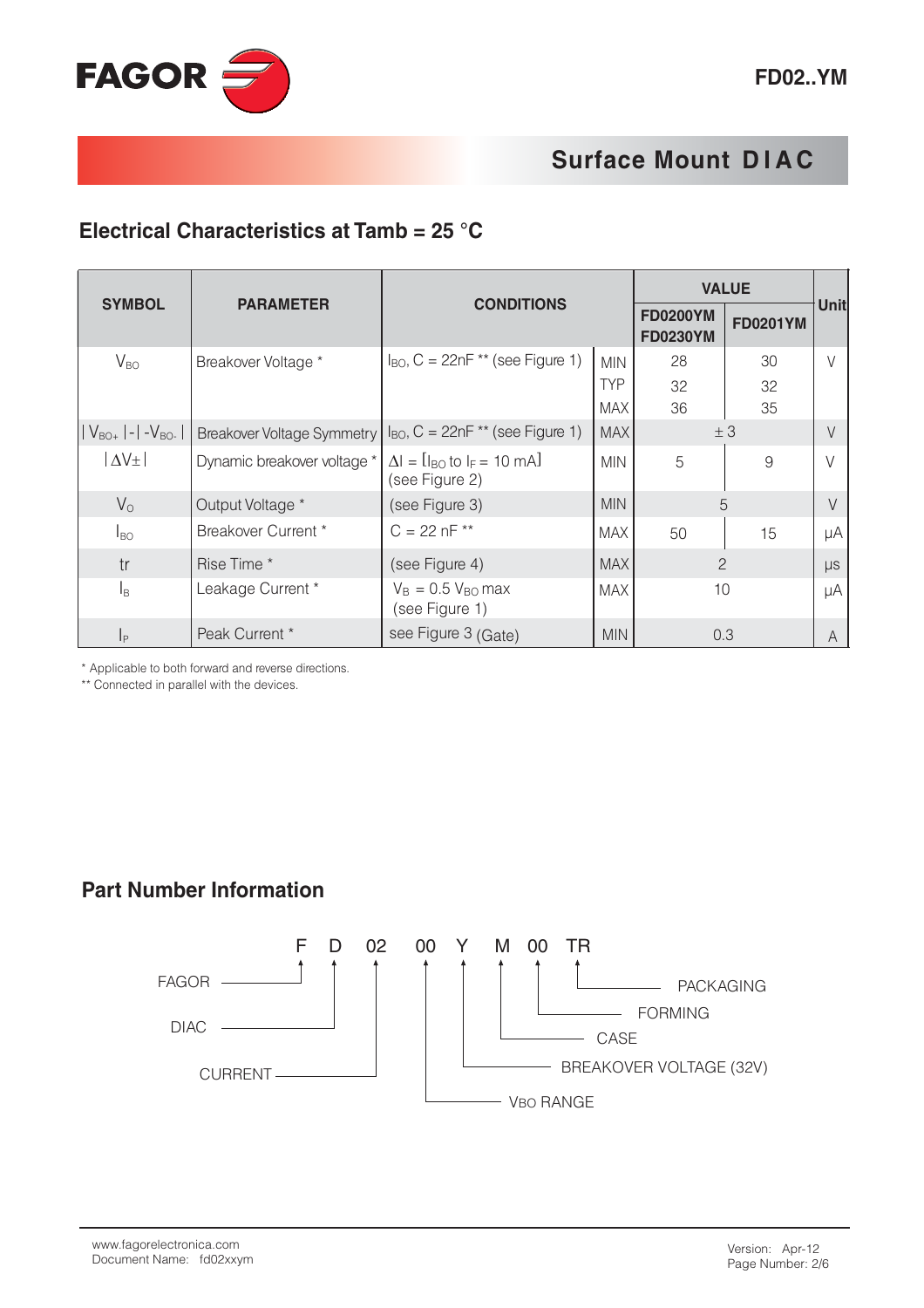## Surface Mount DIAC

### Electrical Characteristics at Tamb = 25 °C

| SYMBOL | PARAMETER | CONDITIONS | | VALUE | | Unit |
|---|---|---|---|---|---|---|
| | | | | FD0200YM FD0230YM | FD0201YM | |
| $V_{BO}$ | Breakover Voltage * | $I_{BO}$, C = 22nF ** (see Figure 1) | MIN | 28 | 30 | V |
| | | | TYP | 32 | 32 | |
| | | | MAX | 36 | 35 | |
| $\lvert V_{BO+} \rvert - \lvert -V_{BO-} \rvert$ | Breakover Voltage Symmetry | $I_{BO}$, C = 22nF ** (see Figure 1) | MAX | ± 3 | | V |
| $\lvert \Delta V\pm \rvert$ | Dynamic breakover voltage * | $\Delta I = [I_{BO}$ to $I_F = 10$ mA] (see Figure 2) | MIN | 5 | 9 | V |
| $V_O$ | Output Voltage * | (see Figure 3) | MIN | 5 | | V |
| $I_{BO}$ | Breakover Current * | C = 22 nF ** | MAX | 50 | 15 | μA |
| tr | Rise Time * | (see Figure 4) | MAX | 2 | | μs |
| $I_B$ | Leakage Current * | $V_B = 0.5\ V_{BO}$ max (see Figure 1) | MAX | 10 | | μA |
| $I_P$ | Peak Current * | see Figure 3 (Gate) | MIN | 0.3 | | A |

\* Applicable to both forward and reverse directions.
\*\* Connected in parallel with the devices.

### Part Number Information

F D 02 00 Y M 00 TR

- F: FAGOR
- D: DIAC
- 02: CURRENT
- 00: VBO RANGE
- Y: BREAKOVER VOLTAGE (32V)
- M: CASE
- 00: FORMING
- TR: PACKAGING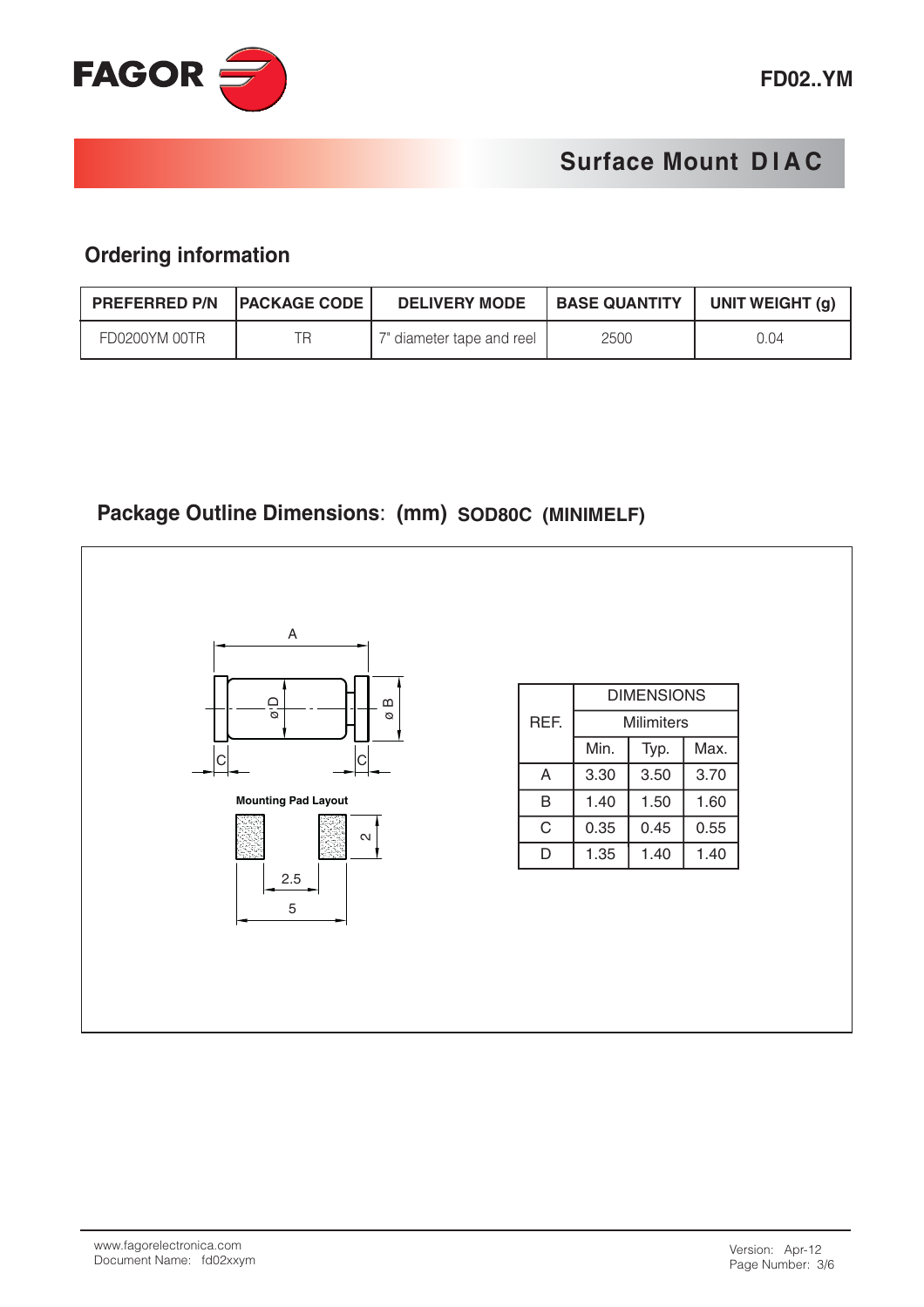## Surface Mount DIAC

### Ordering information

| PREFERRED P/N | PACKAGE CODE | DELIVERY MODE | BASE QUANTITY | UNIT WEIGHT (g) |
|---|---|---|---|---|
| FD0200YM 00TR | TR | 7" diameter tape and reel | 2500 | 0.04 |

### Package Outline Dimensions: (mm) SOD80C (MINIMELF)

Mounting Pad Layout

| REF. | DIMENSIONS | | |
|---|---|---|---|
| | Milimiters | | |
| | Min. | Typ. | Max. |
| A | 3.30 | 3.50 | 3.70 |
| B | 1.40 | 1.50 | 1.60 |
| C | 0.35 | 0.45 | 0.55 |
| D | 1.35 | 1.40 | 1.40 |

www.fagorelectronica.com
Document Name: fd02xxym

Version: Apr-12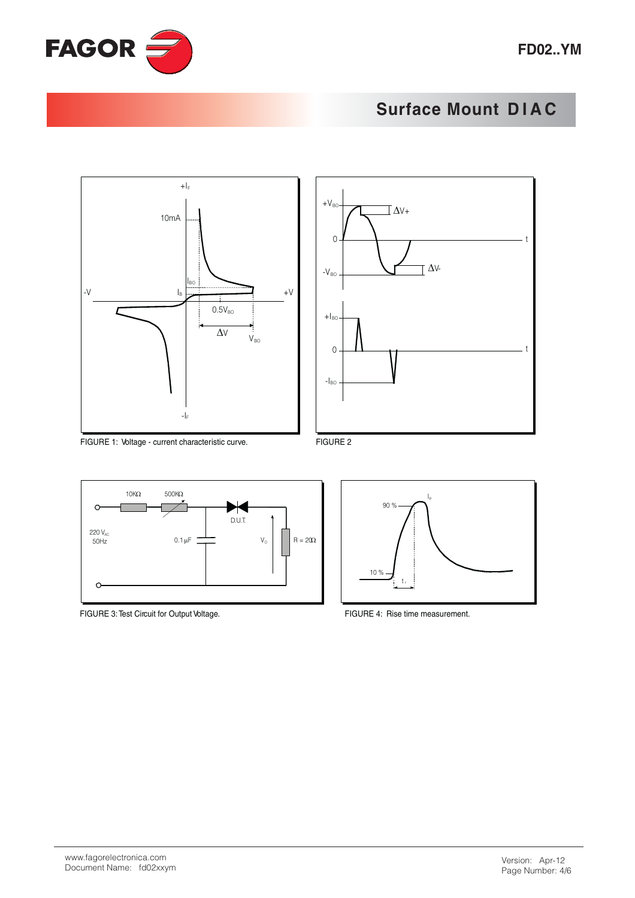# Surface Mount DIAC

FIGURE 1: Voltage - current characteristic curve.

FIGURE 2

FIGURE 3: Test Circuit for Output Voltage.

FIGURE 4: Rise time measurement.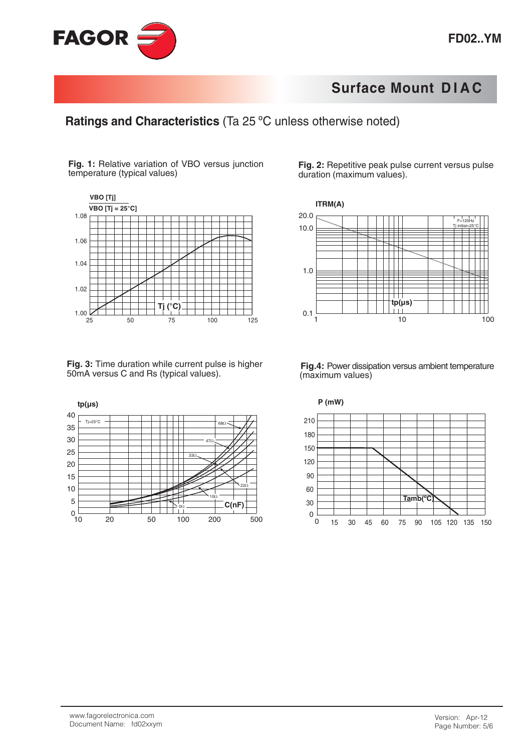## Surface Mount DIAC

## Ratings and Characteristics (Ta 25 ºC unless otherwise noted)

**Fig. 1:** Relative variation of VBO versus junction temperature (typical values)

**Fig. 2:** Repetitive peak pulse current versus pulse duration (maximum values).

**Fig. 3:** Time duration while current pulse is higher 50mA versus C and Rs (typical values).

**Fig.4:** Power dissipation versus ambient temperature (maximum values)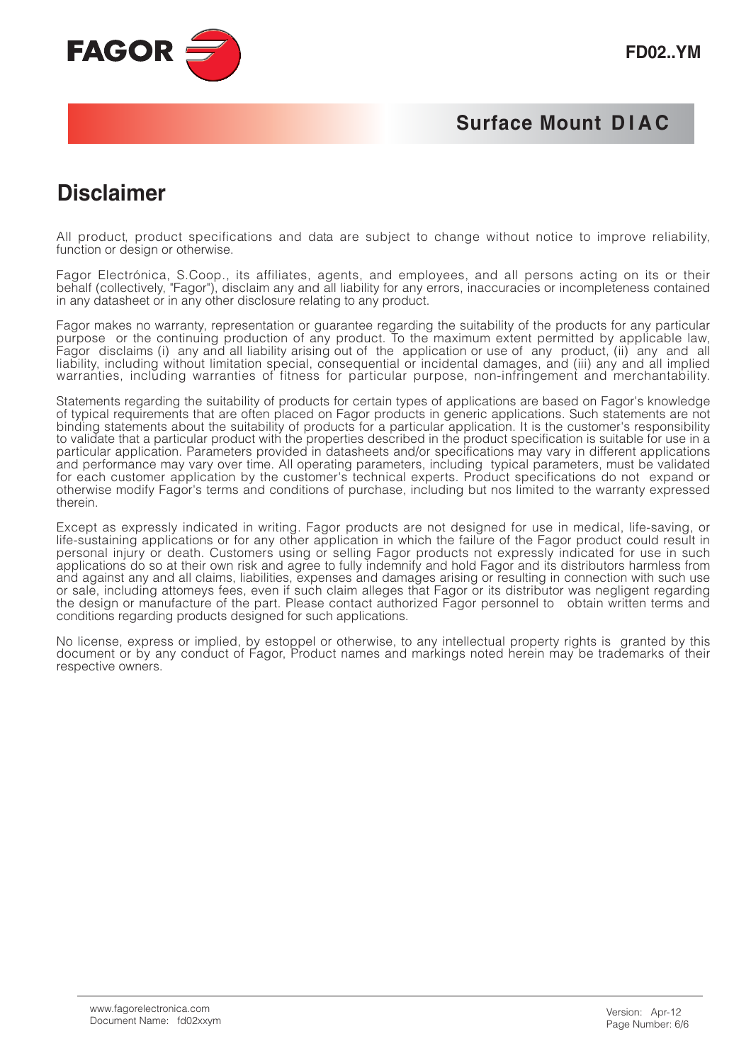# Disclaimer

All product, product specifications and data are subject to change without notice to improve reliability, function or design or otherwise.

Fagor Electrónica, S.Coop., its affiliates, agents, and employees, and all persons acting on its or their behalf (collectively, "Fagor"), disclaim any and all liability for any errors, inaccuracies or incompleteness contained in any datasheet or in any other disclosure relating to any product.

Fagor makes no warranty, representation or guarantee regarding the suitability of the products for any particular purpose or the continuing production of any product. To the maximum extent permitted by applicable law, Fagor disclaims (i) any and all liability arising out of the application or use of any product, (ii) any and all liability, including without limitation special, consequential or incidental damages, and (iii) any and all implied warranties, including warranties of fitness for particular purpose, non-infringement and merchantability.

Statements regarding the suitability of products for certain types of applications are based on Fagor's knowledge of typical requirements that are often placed on Fagor products in generic applications. Such statements are not binding statements about the suitability of products for a particular application. It is the customer's responsibility to validate that a particular product with the properties described in the product specification is suitable for use in a particular application. Parameters provided in datasheets and/or specifications may vary in different applications and performance may vary over time. All operating parameters, including typical parameters, must be validated for each customer application by the customer's technical experts. Product specifications do not expand or otherwise modify Fagor's terms and conditions of purchase, including but nos limited to the warranty expressed therein.

Except as expressly indicated in writing. Fagor products are not designed for use in medical, life-saving, or life-sustaining applications or for any other application in which the failure of the Fagor product could result in personal injury or death. Customers using or selling Fagor products not expressly indicated for use in such applications do so at their own risk and agree to fully indemnify and hold Fagor and its distributors harmless from and against any and all claims, liabilities, expenses and damages arising or resulting in connection with such use or sale, including attomeys fees, even if such claim alleges that Fagor or its distributor was negligent regarding the design or manufacture of the part. Please contact authorized Fagor personnel to obtain written terms and conditions regarding products designed for such applications.

No license, express or implied, by estoppel or otherwise, to any intellectual property rights is granted by this document or by any conduct of Fagor, Product names and markings noted herein may be trademarks of their respective owners.